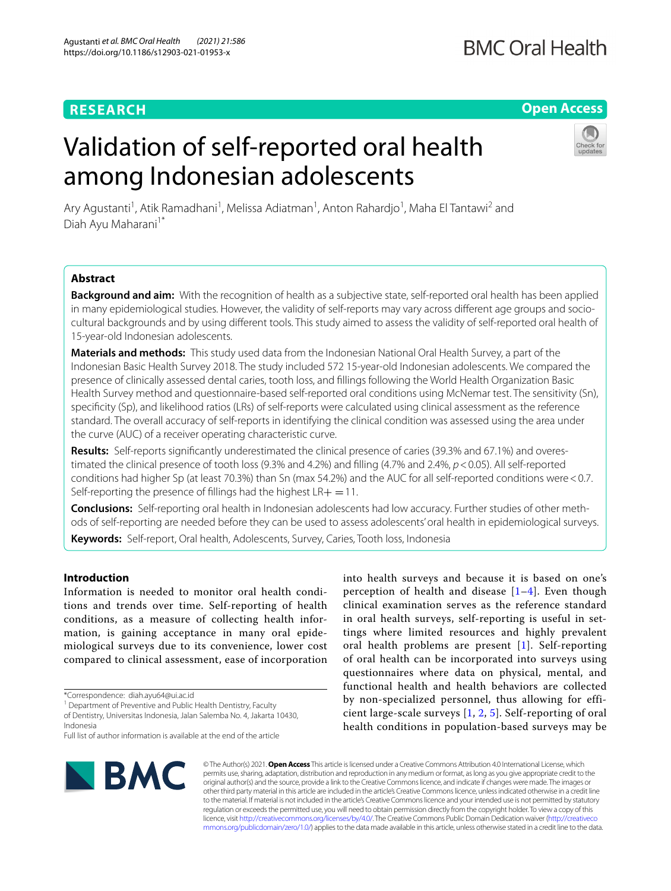**RESEARCH** | **Open Access**

# Validation of self-reported oral health among Indonesian adolescents

Ary Agustanti[1], Atik Ramadhani[1], Melissa Adiatman[1], Anton Rahardjo[1], Maha El Tantawi[2] and Diah Ayu Maharani[1*]

## Abstract

**Background and aim:** With the recognition of health as a subjective state, self-reported oral health has been applied in many epidemiological studies. However, the validity of self-reports may vary across different age groups and socio-cultural backgrounds and by using different tools. This study aimed to assess the validity of self-reported oral health of 15-year-old Indonesian adolescents.

**Materials and methods:** This study used data from the Indonesian National Oral Health Survey, a part of the Indonesian Basic Health Survey 2018. The study included 572 15-year-old Indonesian adolescents. We compared the presence of clinically assessed dental caries, tooth loss, and fillings following the World Health Organization Basic Health Survey method and questionnaire-based self-reported oral conditions using McNemar test. The sensitivity (Sn), specificity (Sp), and likelihood ratios (LRs) of self-reports were calculated using clinical assessment as the reference standard. The overall accuracy of self-reports in identifying the clinical condition was assessed using the area under the curve (AUC) of a receiver operating characteristic curve.

**Results:** Self-reports significantly underestimated the clinical presence of caries (39.3% and 67.1%) and overestimated the clinical presence of tooth loss (9.3% and 4.2%) and filling (4.7% and 2.4%, $p < 0.05$). All self-reported conditions had higher Sp (at least 70.3%) than Sn (max 54.2%) and the AUC for all self-reported conditions were < 0.7. Self-reporting the presence of fillings had the highest LR+ = 11.

**Conclusions:** Self-reporting oral health in Indonesian adolescents had low accuracy. Further studies of other methods of self-reporting are needed before they can be used to assess adolescents' oral health in epidemiological surveys.

**Keywords:** Self-report, Oral health, Adolescents, Survey, Caries, Tooth loss, Indonesia

## Introduction

Information is needed to monitor oral health conditions and trends over time. Self-reporting of health conditions, as a measure of collecting health information, is gaining acceptance in many oral epidemiological surveys due to its convenience, lower cost compared to clinical assessment, ease of incorporation into health surveys and because it is based on one's perception of health and disease [1–4]. Even though clinical examination serves as the reference standard in oral health surveys, self-reporting is useful in settings where limited resources and highly prevalent oral health problems are present [1]. Self-reporting of oral health can be incorporated into surveys using questionnaires where data on physical, mental, and functional health and health behaviors are collected by non-specialized personnel, thus allowing for efficient large-scale surveys [1, 2, 5]. Self-reporting of oral health conditions in population-based surveys may be

*Correspondence: diah.ayu64@ui.ac.id
[1] Department of Preventive and Public Health Dentistry, Faculty of Dentistry, Universitas Indonesia, Jalan Salemba No. 4, Jakarta 10430, Indonesia
Full list of author information is available at the end of the article

© The Author(s) 2021. **Open Access** This article is licensed under a Creative Commons Attribution 4.0 International License, which permits use, sharing, adaptation, distribution and reproduction in any medium or format, as long as you give appropriate credit to the original author(s) and the source, provide a link to the Creative Commons licence, and indicate if changes were made. The images or other third party material in this article are included in the article's Creative Commons licence, unless indicated otherwise in a credit line to the material. If material is not included in the article's Creative Commons licence and your intended use is not permitted by statutory regulation or exceeds the permitted use, you will need to obtain permission directly from the copyright holder. To view a copy of this licence, visit http://creativecommons.org/licenses/by/4.0/. The Creative Commons Public Domain Dedication waiver (http://creativecommons.org/publicdomain/zero/1.0/) applies to the data made available in this article, unless otherwise stated in a credit line to the data.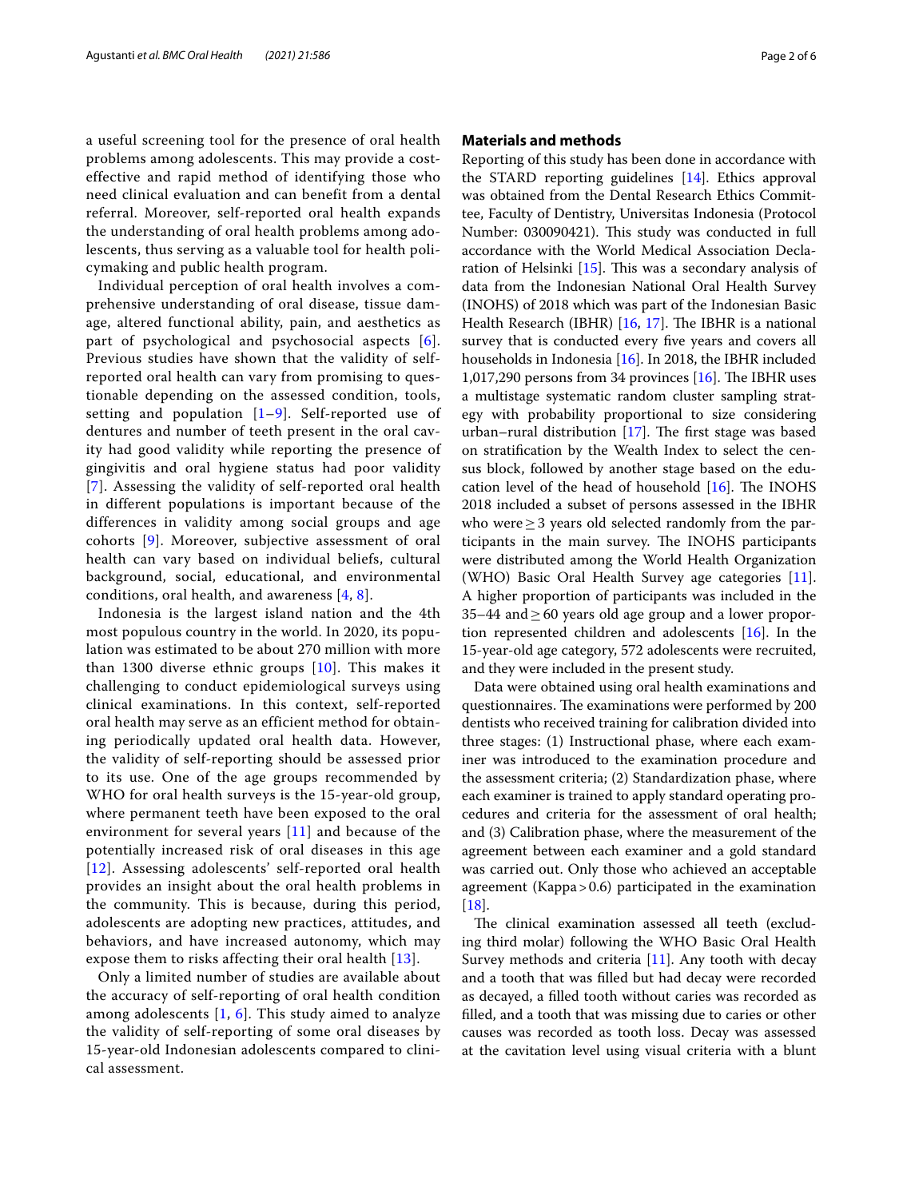a useful screening tool for the presence of oral health problems among adolescents. This may provide a cost-effective and rapid method of identifying those who need clinical evaluation and can benefit from a dental referral. Moreover, self-reported oral health expands the understanding of oral health problems among adolescents, thus serving as a valuable tool for health policymaking and public health program.

Individual perception of oral health involves a comprehensive understanding of oral disease, tissue damage, altered functional ability, pain, and aesthetics as part of psychological and psychosocial aspects [6]. Previous studies have shown that the validity of self-reported oral health can vary from promising to questionable depending on the assessed condition, tools, setting and population [1–9]. Self-reported use of dentures and number of teeth present in the oral cavity had good validity while reporting the presence of gingivitis and oral hygiene status had poor validity [7]. Assessing the validity of self-reported oral health in different populations is important because of the differences in validity among social groups and age cohorts [9]. Moreover, subjective assessment of oral health can vary based on individual beliefs, cultural background, social, educational, and environmental conditions, oral health, and awareness [4, 8].

Indonesia is the largest island nation and the 4th most populous country in the world. In 2020, its population was estimated to be about 270 million with more than 1300 diverse ethnic groups [10]. This makes it challenging to conduct epidemiological surveys using clinical examinations. In this context, self-reported oral health may serve as an efficient method for obtaining periodically updated oral health data. However, the validity of self-reporting should be assessed prior to its use. One of the age groups recommended by WHO for oral health surveys is the 15-year-old group, where permanent teeth have been exposed to the oral environment for several years [11] and because of the potentially increased risk of oral diseases in this age [12]. Assessing adolescents' self-reported oral health provides an insight about the oral health problems in the community. This is because, during this period, adolescents are adopting new practices, attitudes, and behaviors, and have increased autonomy, which may expose them to risks affecting their oral health [13].

Only a limited number of studies are available about the accuracy of self-reporting of oral health condition among adolescents [1, 6]. This study aimed to analyze the validity of self-reporting of some oral diseases by 15-year-old Indonesian adolescents compared to clinical assessment.

## Materials and methods

Reporting of this study has been done in accordance with the STARD reporting guidelines [14]. Ethics approval was obtained from the Dental Research Ethics Committee, Faculty of Dentistry, Universitas Indonesia (Protocol Number: 030090421). This study was conducted in full accordance with the World Medical Association Declaration of Helsinki [15]. This was a secondary analysis of data from the Indonesian National Oral Health Survey (INOHS) of 2018 which was part of the Indonesian Basic Health Research (IBHR) [16, 17]. The IBHR is a national survey that is conducted every five years and covers all households in Indonesia [16]. In 2018, the IBHR included 1,017,290 persons from 34 provinces [16]. The IBHR uses a multistage systematic random cluster sampling strategy with probability proportional to size considering urban–rural distribution [17]. The first stage was based on stratification by the Wealth Index to select the census block, followed by another stage based on the education level of the head of household [16]. The INOHS 2018 included a subset of persons assessed in the IBHR who were $\geq 3$ years old selected randomly from the participants in the main survey. The INOHS participants were distributed among the World Health Organization (WHO) Basic Oral Health Survey age categories [11]. A higher proportion of participants was included in the 35–44 and $\geq 60$ years old age group and a lower proportion represented children and adolescents [16]. In the 15-year-old age category, 572 adolescents were recruited, and they were included in the present study.

Data were obtained using oral health examinations and questionnaires. The examinations were performed by 200 dentists who received training for calibration divided into three stages: (1) Instructional phase, where each examiner was introduced to the examination procedure and the assessment criteria; (2) Standardization phase, where each examiner is trained to apply standard operating procedures and criteria for the assessment of oral health; and (3) Calibration phase, where the measurement of the agreement between each examiner and a gold standard was carried out. Only those who achieved an acceptable agreement (Kappa > 0.6) participated in the examination [18].

The clinical examination assessed all teeth (excluding third molar) following the WHO Basic Oral Health Survey methods and criteria [11]. Any tooth with decay and a tooth that was filled but had decay were recorded as decayed, a filled tooth without caries was recorded as filled, and a tooth that was missing due to caries or other causes was recorded as tooth loss. Decay was assessed at the cavitation level using visual criteria with a blunt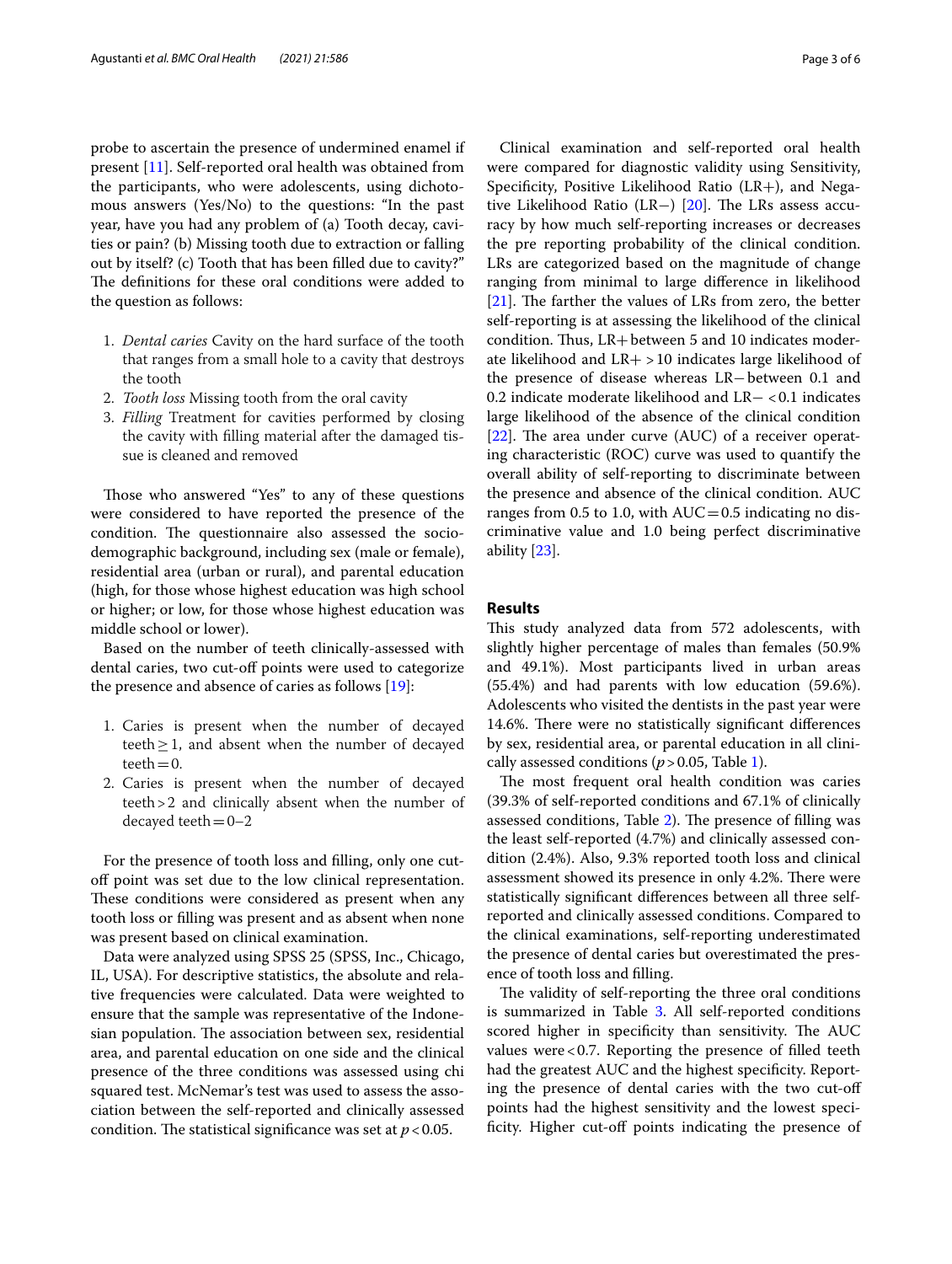probe to ascertain the presence of undermined enamel if present [11]. Self-reported oral health was obtained from the participants, who were adolescents, using dichotomous answers (Yes/No) to the questions: "In the past year, have you had any problem of (a) Tooth decay, cavities or pain? (b) Missing tooth due to extraction or falling out by itself? (c) Tooth that has been filled due to cavity?" The definitions for these oral conditions were added to the question as follows:

1. *Dental caries* Cavity on the hard surface of the tooth that ranges from a small hole to a cavity that destroys the tooth
2. *Tooth loss* Missing tooth from the oral cavity
3. *Filling* Treatment for cavities performed by closing the cavity with filling material after the damaged tissue is cleaned and removed

Those who answered "Yes" to any of these questions were considered to have reported the presence of the condition. The questionnaire also assessed the sociodemographic background, including sex (male or female), residential area (urban or rural), and parental education (high, for those whose highest education was high school or higher; or low, for those whose highest education was middle school or lower).

Based on the number of teeth clinically-assessed with dental caries, two cut-off points were used to categorize the presence and absence of caries as follows [19]:

1. Caries is present when the number of decayed teeth $\geq 1$, and absent when the number of decayed teeth $= 0$.
2. Caries is present when the number of decayed teeth $> 2$ and clinically absent when the number of decayed teeth $= 0$–$2$

For the presence of tooth loss and filling, only one cut-off point was set due to the low clinical representation. These conditions were considered as present when any tooth loss or filling was present and as absent when none was present based on clinical examination.

Data were analyzed using SPSS 25 (SPSS, Inc., Chicago, IL, USA). For descriptive statistics, the absolute and relative frequencies were calculated. Data were weighted to ensure that the sample was representative of the Indonesian population. The association between sex, residential area, and parental education on one side and the clinical presence of the three conditions was assessed using chi squared test. McNemar's test was used to assess the association between the self-reported and clinically assessed condition. The statistical significance was set at $p < 0.05$.

Clinical examination and self-reported oral health were compared for diagnostic validity using Sensitivity, Specificity, Positive Likelihood Ratio (LR+), and Negative Likelihood Ratio (LR−) [20]. The LRs assess accuracy by how much self-reporting increases or decreases the pre reporting probability of the clinical condition. LRs are categorized based on the magnitude of change ranging from minimal to large difference in likelihood [21]. The farther the values of LRs from zero, the better self-reporting is at assessing the likelihood of the clinical condition. Thus, LR+ between 5 and 10 indicates moderate likelihood and LR+ $> 10$ indicates large likelihood of the presence of disease whereas LR− between 0.1 and 0.2 indicate moderate likelihood and LR− $< 0.1$ indicates large likelihood of the absence of the clinical condition [22]. The area under curve (AUC) of a receiver operating characteristic (ROC) curve was used to quantify the overall ability of self-reporting to discriminate between the presence and absence of the clinical condition. AUC ranges from 0.5 to 1.0, with AUC $= 0.5$ indicating no discriminative value and 1.0 being perfect discriminative ability [23].

## Results

This study analyzed data from 572 adolescents, with slightly higher percentage of males than females (50.9% and 49.1%). Most participants lived in urban areas (55.4%) and had parents with low education (59.6%). Adolescents who visited the dentists in the past year were 14.6%. There were no statistically significant differences by sex, residential area, or parental education in all clinically assessed conditions ($p > 0.05$, Table 1).

The most frequent oral health condition was caries (39.3% of self-reported conditions and 67.1% of clinically assessed conditions, Table 2). The presence of filling was the least self-reported (4.7%) and clinically assessed condition (2.4%). Also, 9.3% reported tooth loss and clinical assessment showed its presence in only 4.2%. There were statistically significant differences between all three self-reported and clinically assessed conditions. Compared to the clinical examinations, self-reporting underestimated the presence of dental caries but overestimated the presence of tooth loss and filling.

The validity of self-reporting the three oral conditions is summarized in Table 3. All self-reported conditions scored higher in specificity than sensitivity. The AUC values were $< 0.7$. Reporting the presence of filled teeth had the greatest AUC and the highest specificity. Reporting the presence of dental caries with the two cut-off points had the highest sensitivity and the lowest specificity. Higher cut-off points indicating the presence of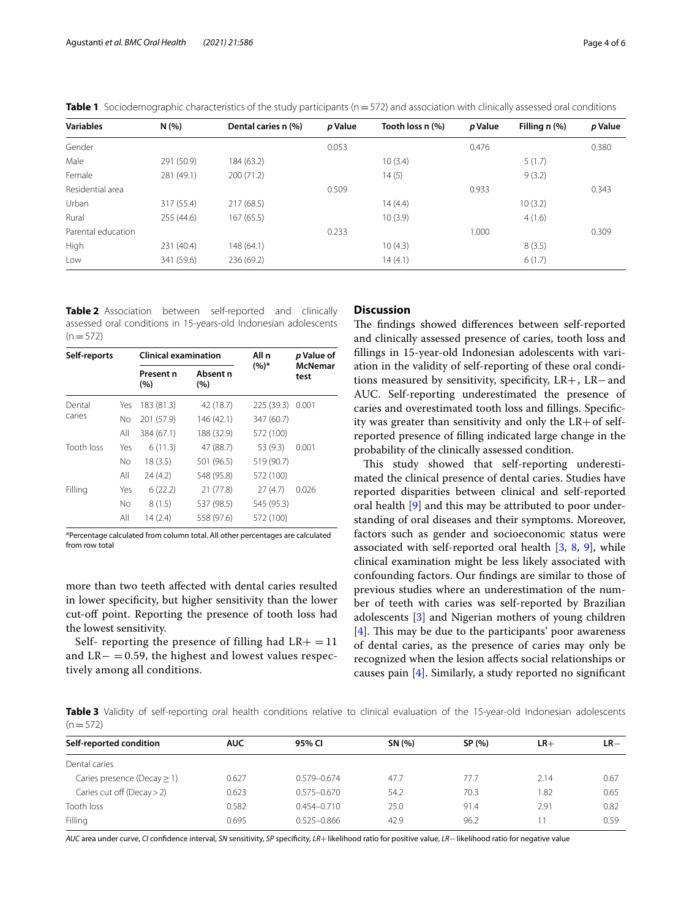**Table 1** Sociodemographic characteristics of the study participants (n = 572) and association with clinically assessed oral conditions

| Variables | N (%) | Dental caries n (%) | *p* Value | Tooth loss n (%) | *p* Value | Filling n (%) | *p* Value |
|---|---|---|---|---|---|---|---|
| Gender | | | 0.053 | | 0.476 | | 0.380 |
| Male | 291 (50.9) | 184 (63.2) | | 10 (3.4) | | 5 (1.7) | |
| Female | 281 (49.1) | 200 (71.2) | | 14 (5) | | 9 (3.2) | |
| Residential area | | | 0.509 | | 0.933 | | 0.343 |
| Urban | 317 (55.4) | 217 (68.5) | | 14 (4.4) | | 10 (3.2) | |
| Rural | 255 (44.6) | 167 (65.5) | | 10 (3.9) | | 4 (1.6) | |
| Parental education | | | 0.233 | | 1.000 | | 0.309 |
| High | 231 (40.4) | 148 (64.1) | | 10 (4.3) | | 8 (3.5) | |
| Low | 341 (59.6) | 236 (69.2) | | 14 (4.1) | | 6 (1.7) | |

**Table 2** Association between self-reported and clinically assessed oral conditions in 15-years-old Indonesian adolescents (n = 572)

| Self-reports | | Clinical examination | | All n (%)* | *p* Value of McNemar test |
|---|---|---|---|---|---|
| | | Present n (%) | Absent n (%) | | |
| Dental caries | Yes | 183 (81.3) | 42 (18.7) | 225 (39.3) | 0.001 |
| | No | 201 (57.9) | 146 (42.1) | 347 (60.7) | |
| | All | 384 (67.1) | 188 (32.9) | 572 (100) | |
| Tooth loss | Yes | 6 (11.3) | 47 (88.7) | 53 (9.3) | 0.001 |
| | No | 18 (3.5) | 501 (96.5) | 519 (90.7) | |
| | All | 24 (4.2) | 548 (95.8) | 572 (100) | |
| Filling | Yes | 6 (22.2) | 21 (77.8) | 27 (4.7) | 0.026 |
| | No | 8 (1.5) | 537 (98.5) | 545 (95.3) | |
| | All | 14 (2.4) | 558 (97.6) | 572 (100) | |

*Percentage calculated from column total. All other percentages are calculated from row total

more than two teeth affected with dental caries resulted in lower specificity, but higher sensitivity than the lower cut-off point. Reporting the presence of tooth loss had the lowest sensitivity.

Self- reporting the presence of filling had LR+ = 11 and LR− = 0.59, the highest and lowest values respectively among all conditions.

## Discussion

The findings showed differences between self-reported and clinically assessed presence of caries, tooth loss and fillings in 15-year-old Indonesian adolescents with variation in the validity of self-reporting of these oral conditions measured by sensitivity, specificity, LR+, LR− and AUC. Self-reporting underestimated the presence of caries and overestimated tooth loss and fillings. Specificity was greater than sensitivity and only the LR+ of self-reported presence of filling indicated large change in the probability of the clinically assessed condition.

This study showed that self-reporting underestimated the clinical presence of dental caries. Studies have reported disparities between clinical and self-reported oral health [9] and this may be attributed to poor understanding of oral diseases and their symptoms. Moreover, factors such as gender and socioeconomic status were associated with self-reported oral health [3, 8, 9], while clinical examination might be less likely associated with confounding factors. Our findings are similar to those of previous studies where an underestimation of the number of teeth with caries was self-reported by Brazilian adolescents [3] and Nigerian mothers of young children [4]. This may be due to the participants' poor awareness of dental caries, as the presence of caries may only be recognized when the lesion affects social relationships or causes pain [4]. Similarly, a study reported no significant

**Table 3** Validity of self-reporting oral health conditions relative to clinical evaluation of the 15-year-old Indonesian adolescents (n = 572)

| Self-reported condition | AUC | 95% CI | SN (%) | SP (%) | LR+ | LR− |
|---|---|---|---|---|---|---|
| Dental caries | | | | | | |
| Caries presence (Decay ≥ 1) | 0.627 | 0.579–0.674 | 47.7 | 77.7 | 2.14 | 0.67 |
| Caries cut off (Decay > 2) | 0.623 | 0.575–0.670 | 54.2 | 70.3 | 1.82 | 0.65 |
| Tooth loss | 0.582 | 0.454–0.710 | 25.0 | 91.4 | 2.91 | 0.82 |
| Filling | 0.695 | 0.525–0.866 | 42.9 | 96.2 | 11 | 0.59 |

*AUC* area under curve, *CI* confidence interval, *SN* sensitivity, *SP* specificity, *LR+* likelihood ratio for positive value, *LR−* likelihood ratio for negative value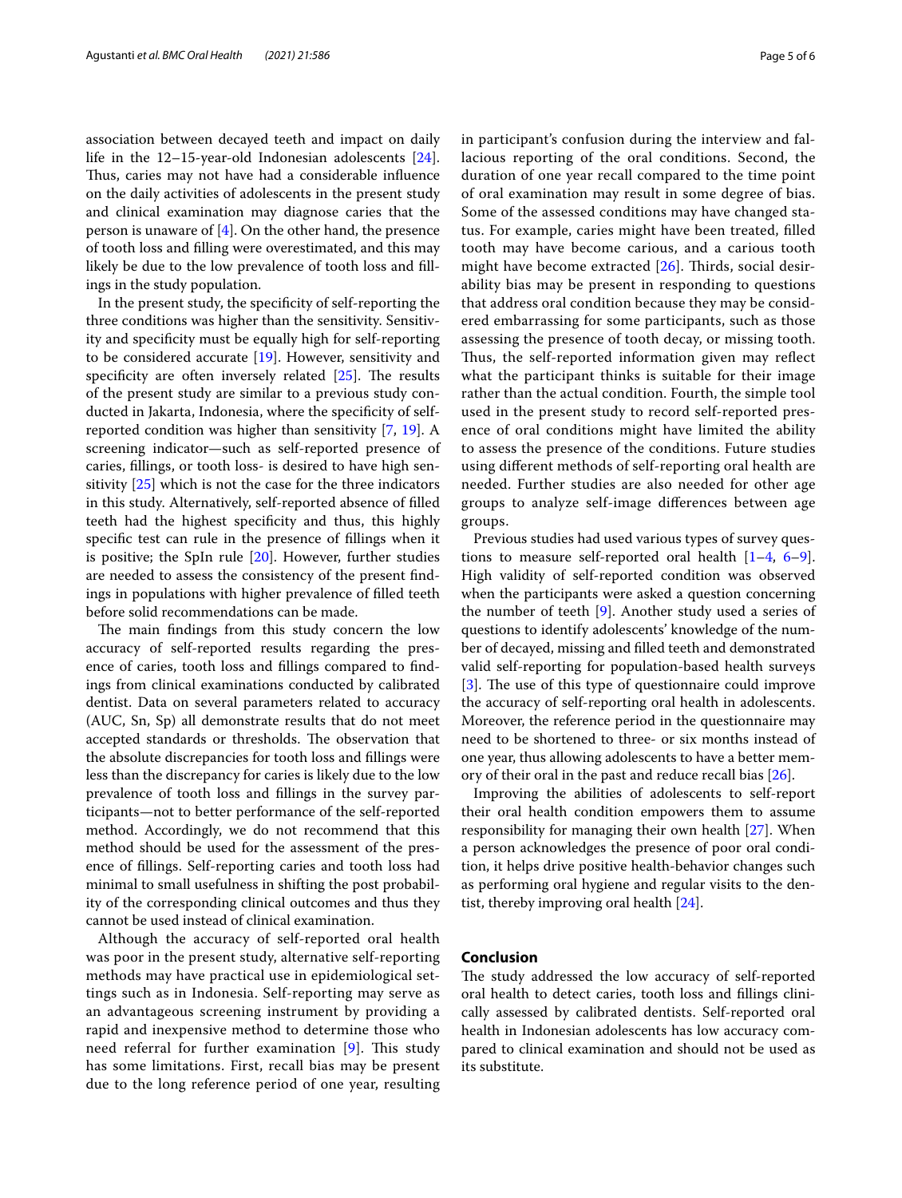association between decayed teeth and impact on daily life in the 12–15-year-old Indonesian adolescents [24]. Thus, caries may not have had a considerable influence on the daily activities of adolescents in the present study and clinical examination may diagnose caries that the person is unaware of [4]. On the other hand, the presence of tooth loss and filling were overestimated, and this may likely be due to the low prevalence of tooth loss and fillings in the study population.

In the present study, the specificity of self-reporting the three conditions was higher than the sensitivity. Sensitivity and specificity must be equally high for self-reporting to be considered accurate [19]. However, sensitivity and specificity are often inversely related [25]. The results of the present study are similar to a previous study conducted in Jakarta, Indonesia, where the specificity of self-reported condition was higher than sensitivity [7, 19]. A screening indicator—such as self-reported presence of caries, fillings, or tooth loss- is desired to have high sensitivity [25] which is not the case for the three indicators in this study. Alternatively, self-reported absence of filled teeth had the highest specificity and thus, this highly specific test can rule in the presence of fillings when it is positive; the SpIn rule [20]. However, further studies are needed to assess the consistency of the present findings in populations with higher prevalence of filled teeth before solid recommendations can be made.

The main findings from this study concern the low accuracy of self-reported results regarding the presence of caries, tooth loss and fillings compared to findings from clinical examinations conducted by calibrated dentist. Data on several parameters related to accuracy (AUC, Sn, Sp) all demonstrate results that do not meet accepted standards or thresholds. The observation that the absolute discrepancies for tooth loss and fillings were less than the discrepancy for caries is likely due to the low prevalence of tooth loss and fillings in the survey participants—not to better performance of the self-reported method. Accordingly, we do not recommend that this method should be used for the assessment of the presence of fillings. Self-reporting caries and tooth loss had minimal to small usefulness in shifting the post probability of the corresponding clinical outcomes and thus they cannot be used instead of clinical examination.

Although the accuracy of self-reported oral health was poor in the present study, alternative self-reporting methods may have practical use in epidemiological settings such as in Indonesia. Self-reporting may serve as an advantageous screening instrument by providing a rapid and inexpensive method to determine those who need referral for further examination [9]. This study has some limitations. First, recall bias may be present due to the long reference period of one year, resulting in participant's confusion during the interview and fallacious reporting of the oral conditions. Second, the duration of one year recall compared to the time point of oral examination may result in some degree of bias. Some of the assessed conditions may have changed status. For example, caries might have been treated, filled tooth may have become carious, and a carious tooth might have become extracted [26]. Thirds, social desirability bias may be present in responding to questions that address oral condition because they may be considered embarrassing for some participants, such as those assessing the presence of tooth decay, or missing tooth. Thus, the self-reported information given may reflect what the participant thinks is suitable for their image rather than the actual condition. Fourth, the simple tool used in the present study to record self-reported presence of oral conditions might have limited the ability to assess the presence of the conditions. Future studies using different methods of self-reporting oral health are needed. Further studies are also needed for other age groups to analyze self-image differences between age groups.

Previous studies had used various types of survey questions to measure self-reported oral health [1–4, 6–9]. High validity of self-reported condition was observed when the participants were asked a question concerning the number of teeth [9]. Another study used a series of questions to identify adolescents' knowledge of the number of decayed, missing and filled teeth and demonstrated valid self-reporting for population-based health surveys [3]. The use of this type of questionnaire could improve the accuracy of self-reporting oral health in adolescents. Moreover, the reference period in the questionnaire may need to be shortened to three- or six months instead of one year, thus allowing adolescents to have a better memory of their oral in the past and reduce recall bias [26].

Improving the abilities of adolescents to self-report their oral health condition empowers them to assume responsibility for managing their own health [27]. When a person acknowledges the presence of poor oral condition, it helps drive positive health-behavior changes such as performing oral hygiene and regular visits to the dentist, thereby improving oral health [24].

## Conclusion

The study addressed the low accuracy of self-reported oral health to detect caries, tooth loss and fillings clinically assessed by calibrated dentists. Self-reported oral health in Indonesian adolescents has low accuracy compared to clinical examination and should not be used as its substitute.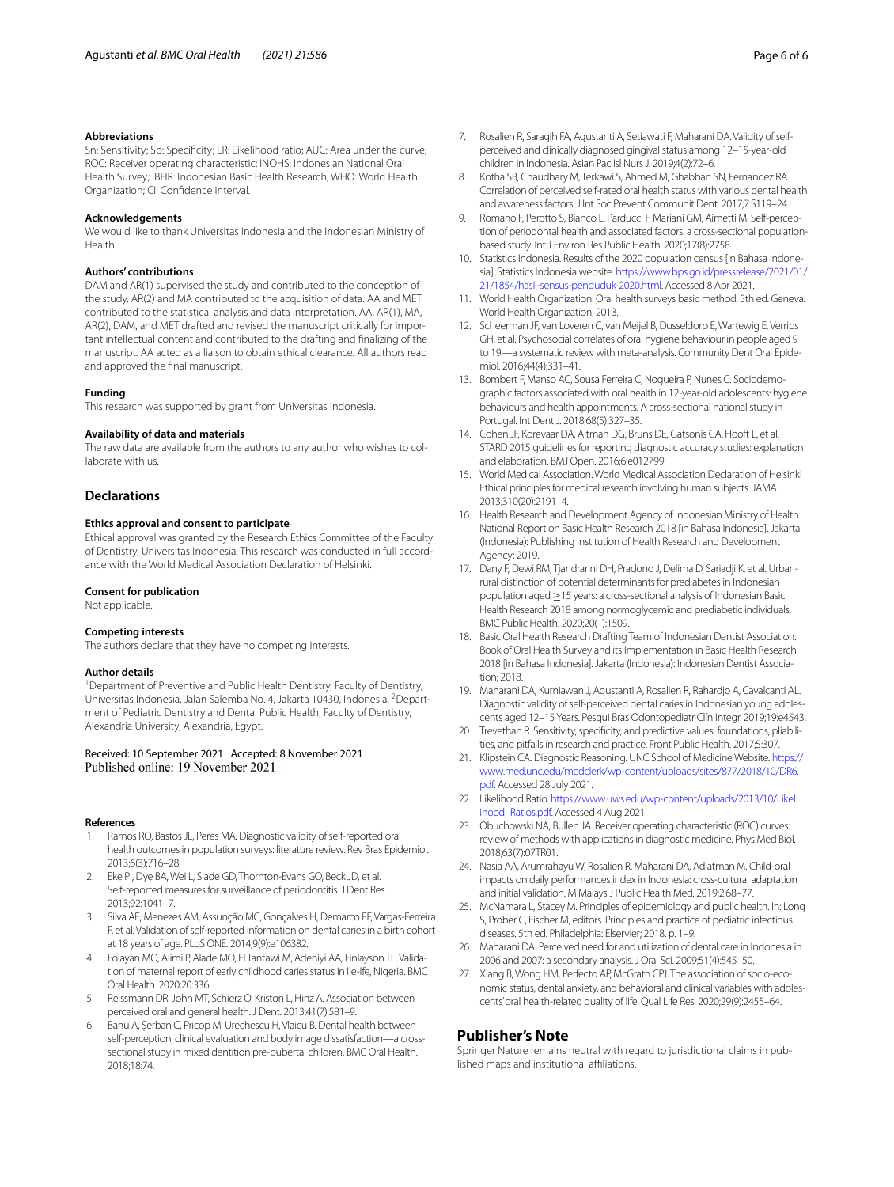### Abbreviations

Sn: Sensitivity; Sp: Specificity; LR: Likelihood ratio; AUC: Area under the curve; ROC: Receiver operating characteristic; INOHS: Indonesian National Oral Health Survey; IBHR: Indonesian Basic Health Research; WHO: World Health Organization; CI: Confidence interval.

### Acknowledgements

We would like to thank Universitas Indonesia and the Indonesian Ministry of Health.

### Authors' contributions

DAM and AR(1) supervised the study and contributed to the conception of the study. AR(2) and MA contributed to the acquisition of data. AA and MET contributed to the statistical analysis and data interpretation. AA, AR(1), MA, AR(2), DAM, and MET drafted and revised the manuscript critically for important intellectual content and contributed to the drafting and finalizing of the manuscript. AA acted as a liaison to obtain ethical clearance. All authors read and approved the final manuscript.

### Funding

This research was supported by grant from Universitas Indonesia.

### Availability of data and materials

The raw data are available from the authors to any author who wishes to collaborate with us.

## Declarations

### Ethics approval and consent to participate

Ethical approval was granted by the Research Ethics Committee of the Faculty of Dentistry, Universitas Indonesia. This research was conducted in full accordance with the World Medical Association Declaration of Helsinki.

### Consent for publication

Not applicable.

### Competing interests

The authors declare that they have no competing interests.

### Author details

[1] Department of Preventive and Public Health Dentistry, Faculty of Dentistry, Universitas Indonesia, Jalan Salemba No. 4, Jakarta 10430, Indonesia. [2] Department of Pediatric Dentistry and Dental Public Health, Faculty of Dentistry, Alexandria University, Alexandria, Egypt.

Received: 10 September 2021 Accepted: 8 November 2021
Published online: 19 November 2021

### References

1. Ramos RQ, Bastos JL, Peres MA. Diagnostic validity of self-reported oral health outcomes in population surveys: literature review. Rev Bras Epidemiol. 2013;6(3):716–28.
2. Eke PI, Dye BA, Wei L, Slade GD, Thornton-Evans GO, Beck JD, et al. Self-reported measures for surveillance of periodontitis. J Dent Res. 2013;92:1041–7.
3. Silva AE, Menezes AM, Assunção MC, Gonçalves H, Demarco FF, Vargas-Ferreira F, et al. Validation of self-reported information on dental caries in a birth cohort at 18 years of age. PLoS ONE. 2014;9(9):e106382.
4. Folayan MO, Alimi P, Alade MO, El Tantawi M, Adeniyi AA, Finlayson TL. Validation of maternal report of early childhood caries status in Ile-Ife, Nigeria. BMC Oral Health. 2020;20:336.
5. Reissmann DR, John MT, Schierz O, Kriston L, Hinz A. Association between perceived oral and general health. J Dent. 2013;41(7):581–9.
6. Banu A, Şerban C, Pricop M, Urechescu H, Vlaicu B. Dental health between self-perception, clinical evaluation and body image dissatisfaction—a cross-sectional study in mixed dentition pre-pubertal children. BMC Oral Health. 2018;18:74.
7. Rosalien R, Saragih FA, Agustanti A, Setiawati F, Maharani DA. Validity of self-perceived and clinically diagnosed gingival status among 12–15-year-old children in Indonesia. Asian Pac Isl Nurs J. 2019;4(2):72–6.
8. Kotha SB, Chaudhary M, Terkawi S, Ahmed M, Ghabban SN, Fernandez RA. Correlation of perceived self-rated oral health status with various dental health and awareness factors. J Int Soc Prevent Communit Dent. 2017;7:S119–24.
9. Romano F, Perotto S, Bianco L, Parducci F, Mariani GM, Aimetti M. Self-perception of periodontal health and associated factors: a cross-sectional population-based study. Int J Environ Res Public Health. 2020;17(8):2758.
10. Statistics Indonesia. Results of the 2020 population census [in Bahasa Indonesia]. Statistics Indonesia website. https://www.bps.go.id/pressrelease/2021/01/21/1854/hasil-sensus-penduduk-2020.html. Accessed 8 Apr 2021.
11. World Health Organization. Oral health surveys basic method. 5th ed. Geneva: World Health Organization; 2013.
12. Scheerman JF, van Loveren C, van Meijel B, Dusseldorp E, Wartewig E, Verrips GH, et al. Psychosocial correlates of oral hygiene behaviour in people aged 9 to 19—a systematic review with meta-analysis. Community Dent Oral Epidemiol. 2016;44(4):331–41.
13. Bombert F, Manso AC, Sousa Ferreira C, Nogueira P, Nunes C. Sociodemographic factors associated with oral health in 12-year-old adolescents: hygiene behaviours and health appointments. A cross-sectional national study in Portugal. Int Dent J. 2018;68(5):327–35.
14. Cohen JF, Korevaar DA, Altman DG, Bruns DE, Gatsonis CA, Hooft L, et al. STARD 2015 guidelines for reporting diagnostic accuracy studies: explanation and elaboration. BMJ Open. 2016;6:e012799.
15. World Medical Association. World Medical Association Declaration of Helsinki Ethical principles for medical research involving human subjects. JAMA. 2013;310(20):2191–4.
16. Health Research and Development Agency of Indonesian Ministry of Health. National Report on Basic Health Research 2018 [in Bahasa Indonesia]. Jakarta (Indonesia): Publishing Institution of Health Research and Development Agency; 2019.
17. Dany F, Dewi RM, Tjandrarini DH, Pradono J, Delima D, Sariadji K, et al. Urban-rural distinction of potential determinants for prediabetes in Indonesian population aged ≥15 years: a cross-sectional analysis of Indonesian Basic Health Research 2018 among normoglycemic and prediabetic individuals. BMC Public Health. 2020;20(1):1509.
18. Basic Oral Health Research Drafting Team of Indonesian Dentist Association. Book of Oral Health Survey and its Implementation in Basic Health Research 2018 [in Bahasa Indonesia]. Jakarta (Indonesia): Indonesian Dentist Association; 2018.
19. Maharani DA, Kurniawan J, Agustanti A, Rosalien R, Rahardjo A, Cavalcanti AL. Diagnostic validity of self-perceived dental caries in Indonesian young adolescents aged 12–15 Years. Pesqui Bras Odontopediatr Clín Integr. 2019;19:e4543.
20. Trevethan R. Sensitivity, specificity, and predictive values: foundations, pliabilities, and pitfalls in research and practice. Front Public Health. 2017;5:307.
21. Klipstein CA. Diagnostic Reasoning. UNC School of Medicine Website. https://www.med.unc.edu/medclerk/wp-content/uploads/sites/877/2018/10/DR6.pdf. Accessed 28 July 2021.
22. Likelihood Ratio. https://www.uws.edu/wp-content/uploads/2013/10/Likelihood_Ratios.pdf. Accessed 4 Aug 2021.
23. Obuchowski NA, Bullen JA. Receiver operating characteristic (ROC) curves: review of methods with applications in diagnostic medicine. Phys Med Biol. 2018;63(7):07TR01.
24. Nasia AA, Arumrahayu W, Rosalien R, Maharani DA, Adiatman M. Child-oral impacts on daily performances index in Indonesia: cross-cultural adaptation and initial validation. M Malays J Public Health Med. 2019;2:68–77.
25. McNamara L, Stacey M. Principles of epidemiology and public health. In: Long S, Prober C, Fischer M, editors. Principles and practice of pediatric infectious diseases. 5th ed. Philadelphia: Elservier; 2018. p. 1–9.
26. Maharani DA. Perceived need for and utilization of dental care in Indonesia in 2006 and 2007: a secondary analysis. J Oral Sci. 2009;51(4):545–50.
27. Xiang B, Wong HM, Perfecto AP, McGrath CPJ. The association of socio-economic status, dental anxiety, and behavioral and clinical variables with adolescents' oral health-related quality of life. Qual Life Res. 2020;29(9):2455–64.

## Publisher's Note

Springer Nature remains neutral with regard to jurisdictional claims in published maps and institutional affiliations.